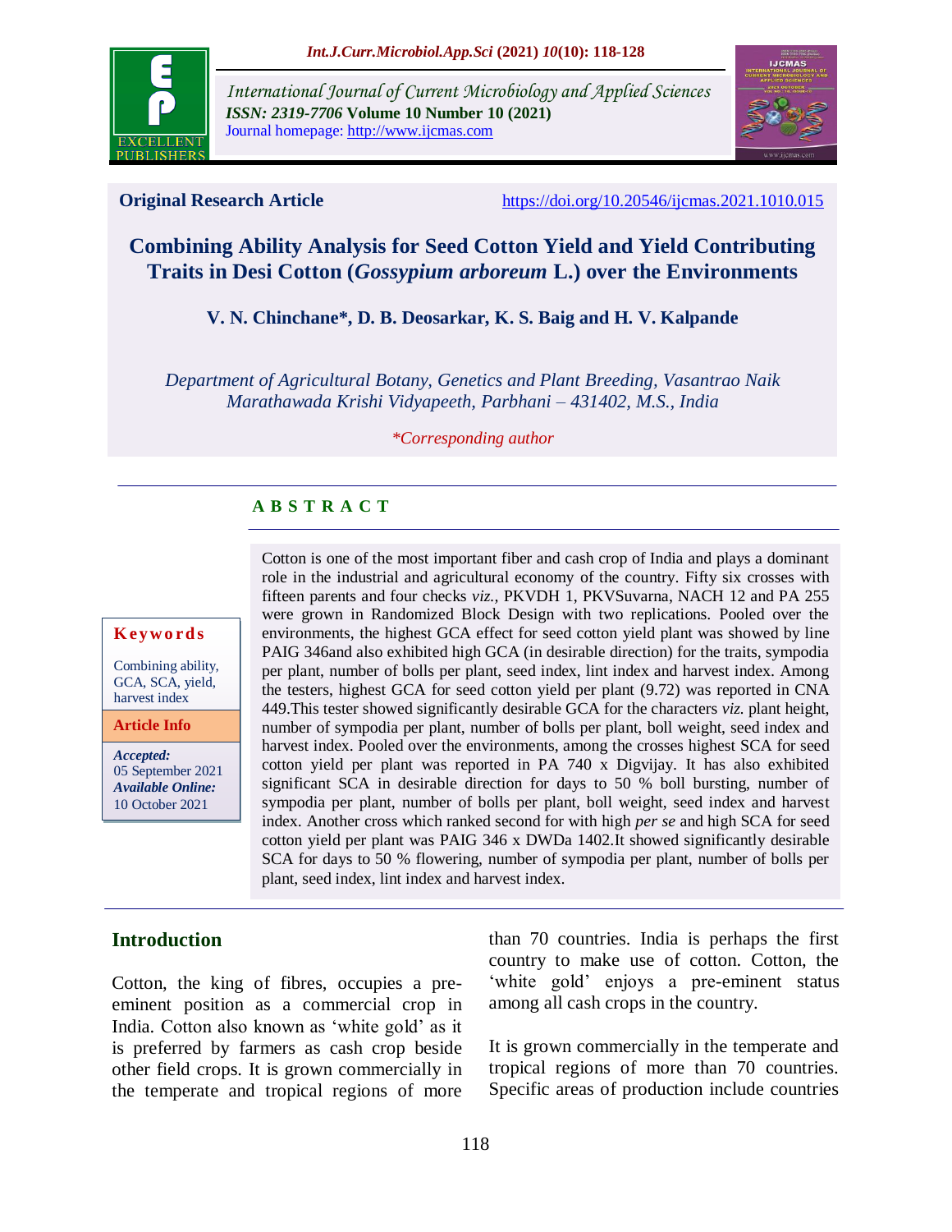Original Research Article

https://doi.org/10.20546/ijcmas.2021.1010.015

# Combining Ability Analysis for Seed Cotton Yield and Yield Contributing Traits in Desi Cotton (*Gossypium arboreum* L.) over the Environments

**V. N. Chinchane*, D. B. Deosarkar, K. S. Baig and H. V. Kalpande**

*Department of Agricultural Botany, Genetics and Plant Breeding, Vasantrao Naik Marathawada Krishi Vidyapeeth, Parbhani – 431402, M.S., India*

*\*Corresponding author*

## ABSTRACT

**Keywords**

Combining ability, GCA, SCA, yield, harvest index

**Article Info**

***Accepted:*** 05 September 2021
***Available Online:*** 10 October 2021

Cotton is one of the most important fiber and cash crop of India and plays a dominant role in the industrial and agricultural economy of the country. Fifty six crosses with fifteen parents and four checks *viz.*, PKVDH 1, PKVSuvarna, NACH 12 and PA 255 were grown in Randomized Block Design with two replications. Pooled over the environments, the highest GCA effect for seed cotton yield plant was showed by line PAIG 346and also exhibited high GCA (in desirable direction) for the traits, sympodia per plant, number of bolls per plant, seed index, lint index and harvest index. Among the testers, highest GCA for seed cotton yield per plant (9.72) was reported in CNA 449.This tester showed significantly desirable GCA for the characters *viz.* plant height, number of sympodia per plant, number of bolls per plant, boll weight, seed index and harvest index. Pooled over the environments, among the crosses highest SCA for seed cotton yield per plant was reported in PA 740 x Digvijay. It has also exhibited significant SCA in desirable direction for days to 50 % boll bursting, number of sympodia per plant, number of bolls per plant, boll weight, seed index and harvest index. Another cross which ranked second for with high *per se* and high SCA for seed cotton yield per plant was PAIG 346 x DWDa 1402.It showed significantly desirable SCA for days to 50 % flowering, number of sympodia per plant, number of bolls per plant, seed index, lint index and harvest index.

## Introduction

Cotton, the king of fibres, occupies a pre-eminent position as a commercial crop in India. Cotton also known as 'white gold' as it is preferred by farmers as cash crop beside other field crops. It is grown commercially in the temperate and tropical regions of more than 70 countries. India is perhaps the first country to make use of cotton. Cotton, the 'white gold' enjoys a pre-eminent status among all cash crops in the country.

It is grown commercially in the temperate and tropical regions of more than 70 countries. Specific areas of production include countries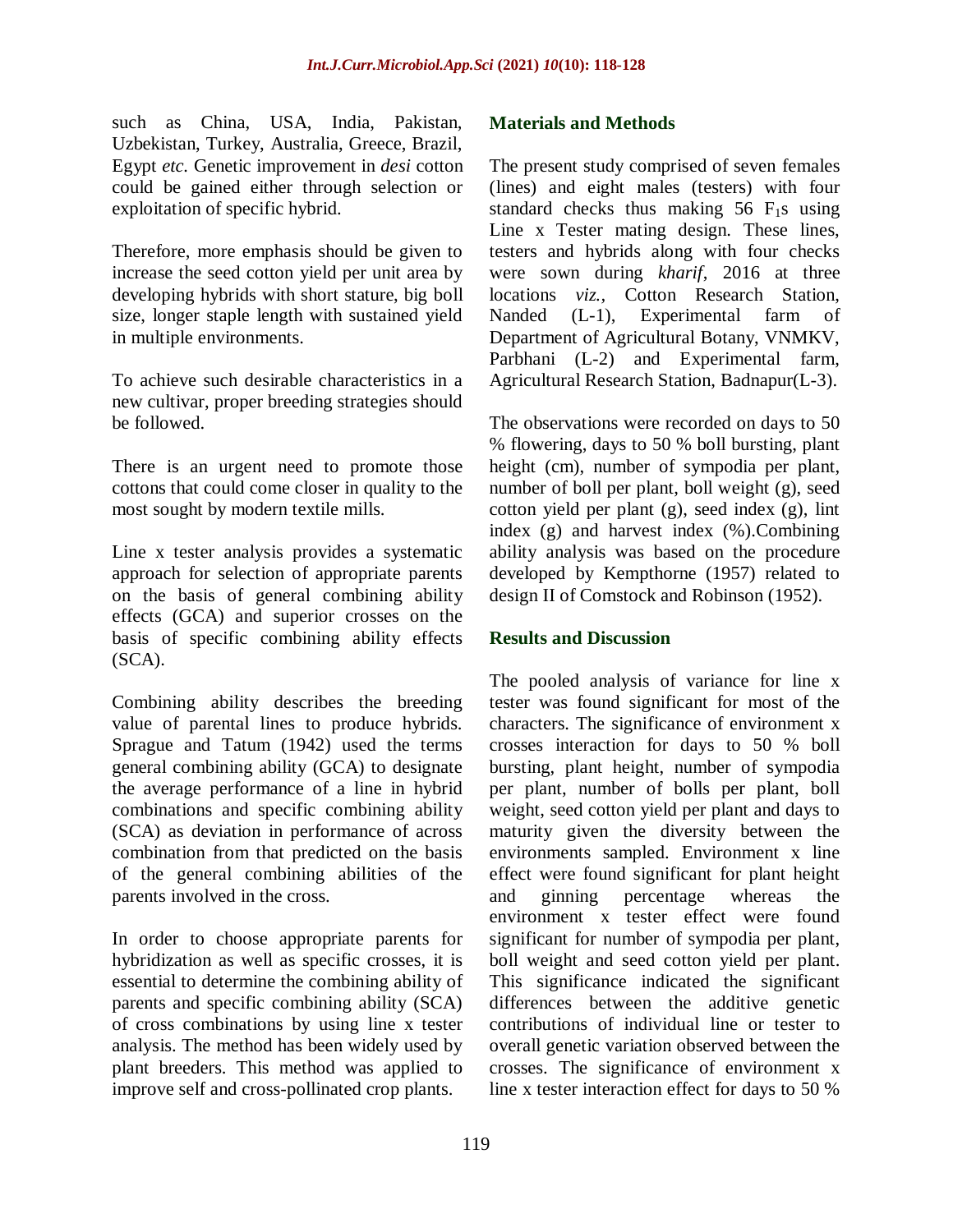such as China, USA, India, Pakistan, Uzbekistan, Turkey, Australia, Greece, Brazil, Egypt *etc.* Genetic improvement in *desi* cotton could be gained either through selection or exploitation of specific hybrid.

Therefore, more emphasis should be given to increase the seed cotton yield per unit area by developing hybrids with short stature, big boll size, longer staple length with sustained yield in multiple environments.

To achieve such desirable characteristics in a new cultivar, proper breeding strategies should be followed.

There is an urgent need to promote those cottons that could come closer in quality to the most sought by modern textile mills.

Line x tester analysis provides a systematic approach for selection of appropriate parents on the basis of general combining ability effects (GCA) and superior crosses on the basis of specific combining ability effects (SCA).

Combining ability describes the breeding value of parental lines to produce hybrids. Sprague and Tatum (1942) used the terms general combining ability (GCA) to designate the average performance of a line in hybrid combinations and specific combining ability (SCA) as deviation in performance of across combination from that predicted on the basis of the general combining abilities of the parents involved in the cross.

In order to choose appropriate parents for hybridization as well as specific crosses, it is essential to determine the combining ability of parents and specific combining ability (SCA) of cross combinations by using line x tester analysis. The method has been widely used by plant breeders. This method was applied to improve self and cross-pollinated crop plants.

## Materials and Methods

The present study comprised of seven females (lines) and eight males (testers) with four standard checks thus making 56 $F_1$s using Line x Tester mating design. These lines, testers and hybrids along with four checks were sown during *kharif*, 2016 at three locations *viz.,* Cotton Research Station, Nanded (L-1), Experimental farm of Department of Agricultural Botany, VNMKV, Parbhani (L-2) and Experimental farm, Agricultural Research Station, Badnapur(L-3).

The observations were recorded on days to 50 % flowering, days to 50 % boll bursting, plant height (cm), number of sympodia per plant, number of boll per plant, boll weight (g), seed cotton yield per plant (g), seed index (g), lint index (g) and harvest index (%).Combining ability analysis was based on the procedure developed by Kempthorne (1957) related to design II of Comstock and Robinson (1952).

## Results and Discussion

The pooled analysis of variance for line x tester was found significant for most of the characters. The significance of environment x crosses interaction for days to 50 % boll bursting, plant height, number of sympodia per plant, number of bolls per plant, boll weight, seed cotton yield per plant and days to maturity given the diversity between the environments sampled. Environment x line effect were found significant for plant height and ginning percentage whereas the environment x tester effect were found significant for number of sympodia per plant, boll weight and seed cotton yield per plant. This significance indicated the significant differences between the additive genetic contributions of individual line or tester to overall genetic variation observed between the crosses. The significance of environment x line x tester interaction effect for days to 50 %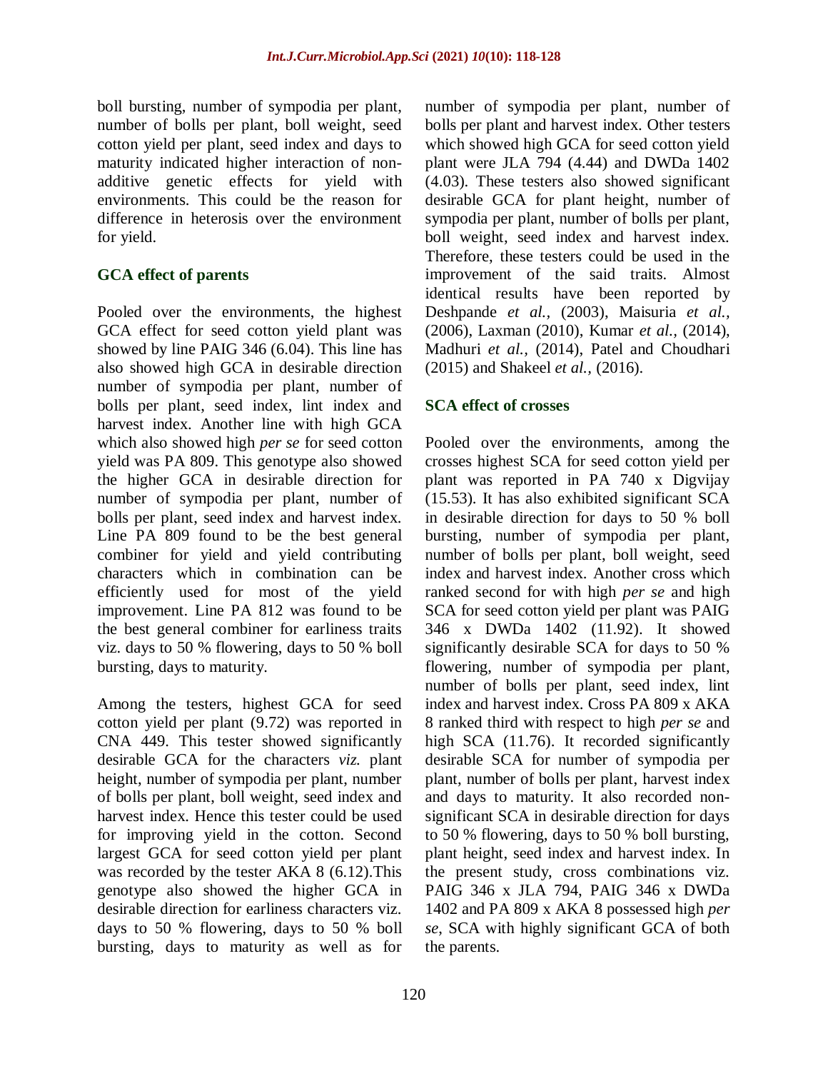boll bursting, number of sympodia per plant, number of bolls per plant, boll weight, seed cotton yield per plant, seed index and days to maturity indicated higher interaction of non-additive genetic effects for yield with environments. This could be the reason for difference in heterosis over the environment for yield.

### GCA effect of parents

Pooled over the environments, the highest GCA effect for seed cotton yield plant was showed by line PAIG 346 (6.04). This line has also showed high GCA in desirable direction number of sympodia per plant, number of bolls per plant, seed index, lint index and harvest index. Another line with high GCA which also showed high *per se* for seed cotton yield was PA 809. This genotype also showed the higher GCA in desirable direction for number of sympodia per plant, number of bolls per plant, seed index and harvest index. Line PA 809 found to be the best general combiner for yield and yield contributing characters which in combination can be efficiently used for most of the yield improvement. Line PA 812 was found to be the best general combiner for earliness traits viz. days to 50 % flowering, days to 50 % boll bursting, days to maturity.

Among the testers, highest GCA for seed cotton yield per plant (9.72) was reported in CNA 449. This tester showed significantly desirable GCA for the characters *viz.* plant height, number of sympodia per plant, number of bolls per plant, boll weight, seed index and harvest index. Hence this tester could be used for improving yield in the cotton. Second largest GCA for seed cotton yield per plant was recorded by the tester AKA 8 (6.12).This genotype also showed the higher GCA in desirable direction for earliness characters viz. days to 50 % flowering, days to 50 % boll bursting, days to maturity as well as for number of sympodia per plant, number of bolls per plant and harvest index. Other testers which showed high GCA for seed cotton yield plant were JLA 794 (4.44) and DWDa 1402 (4.03). These testers also showed significant desirable GCA for plant height, number of sympodia per plant, number of bolls per plant, boll weight, seed index and harvest index. Therefore, these testers could be used in the improvement of the said traits. Almost identical results have been reported by Deshpande *et al.,* (2003), Maisuria *et al.,* (2006), Laxman (2010), Kumar *et al.,* (2014), Madhuri *et al.,* (2014), Patel and Choudhari (2015) and Shakeel *et al.,* (2016).

### SCA effect of crosses

Pooled over the environments, among the crosses highest SCA for seed cotton yield per plant was reported in PA 740 x Digvijay (15.53). It has also exhibited significant SCA in desirable direction for days to 50 % boll bursting, number of sympodia per plant, number of bolls per plant, boll weight, seed index and harvest index. Another cross which ranked second for with high *per se* and high SCA for seed cotton yield per plant was PAIG 346 x DWDa 1402 (11.92). It showed significantly desirable SCA for days to 50 % flowering, number of sympodia per plant, number of bolls per plant, seed index, lint index and harvest index. Cross PA 809 x AKA 8 ranked third with respect to high *per se* and high SCA (11.76). It recorded significantly desirable SCA for number of sympodia per plant, number of bolls per plant, harvest index and days to maturity. It also recorded non-significant SCA in desirable direction for days to 50 % flowering, days to 50 % boll bursting, plant height, seed index and harvest index. In the present study, cross combinations viz. PAIG 346 x JLA 794, PAIG 346 x DWDa 1402 and PA 809 x AKA 8 possessed high *per se*, SCA with highly significant GCA of both the parents.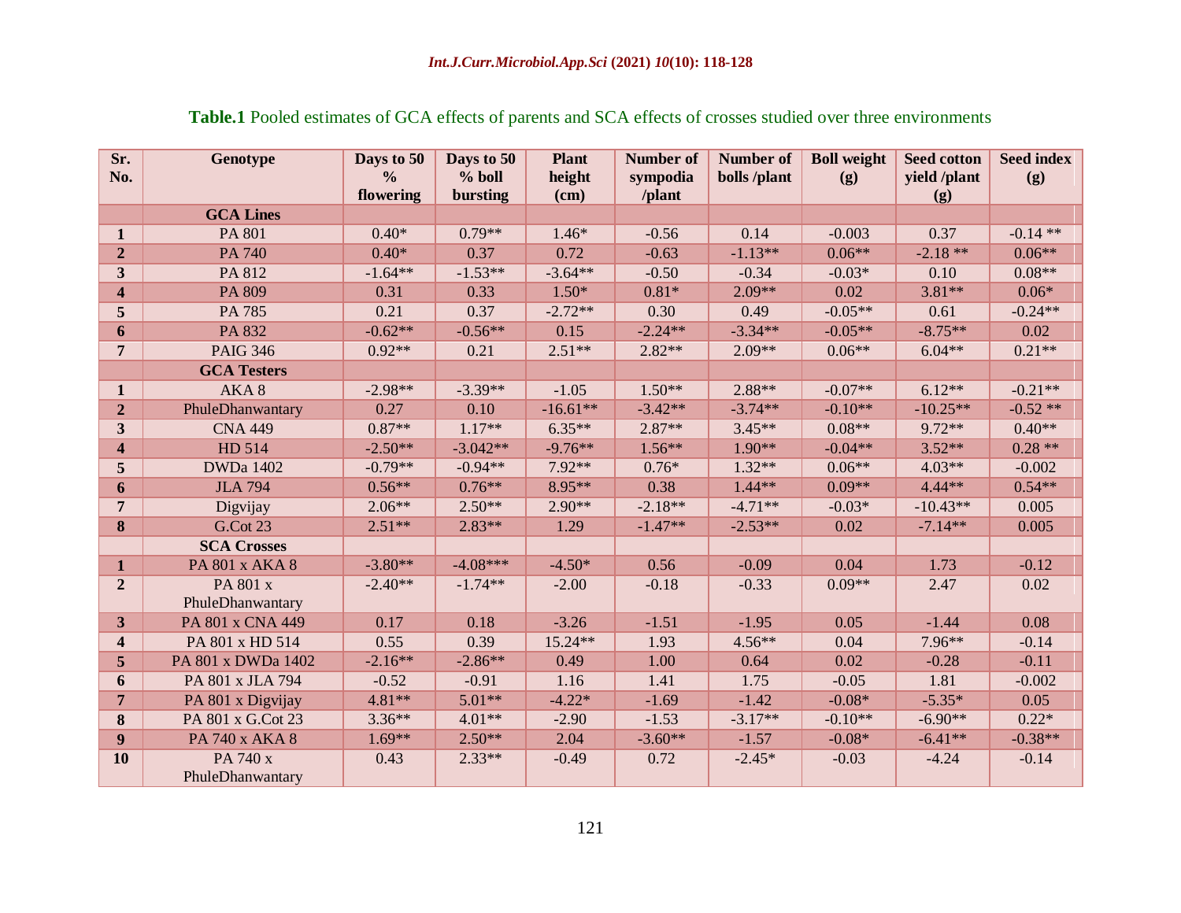**Table.1** Pooled estimates of GCA effects of parents and SCA effects of crosses studied over three environments

| Sr. No. | Genotype | Days to 50 % flowering | Days to 50 % boll bursting | Plant height (cm) | Number of sympodia /plant | Number of bolls /plant | Boll weight (g) | Seed cotton yield /plant (g) | Seed index (g) |
|---|---|---|---|---|---|---|---|---|---|
| | **GCA Lines** | | | | | | | | |
| **1** | PA 801 | 0.40* | 0.79** | 1.46* | -0.56 | 0.14 | -0.003 | 0.37 | -0.14 ** |
| **2** | PA 740 | 0.40* | 0.37 | 0.72 | -0.63 | -1.13** | 0.06** | -2.18 ** | 0.06** |
| **3** | PA 812 | -1.64** | -1.53** | -3.64** | -0.50 | -0.34 | -0.03* | 0.10 | 0.08** |
| **4** | PA 809 | 0.31 | 0.33 | 1.50* | 0.81* | 2.09** | 0.02 | 3.81** | 0.06* |
| **5** | PA 785 | 0.21 | 0.37 | -2.72** | 0.30 | 0.49 | -0.05** | 0.61 | -0.24** |
| **6** | PA 832 | -0.62** | -0.56** | 0.15 | -2.24** | -3.34** | -0.05** | -8.75** | 0.02 |
| **7** | PAIG 346 | 0.92** | 0.21 | 2.51** | 2.82** | 2.09** | 0.06** | 6.04** | 0.21** |
| | **GCA Testers** | | | | | | | | |
| **1** | AKA 8 | -2.98** | -3.39** | -1.05 | 1.50** | 2.88** | -0.07** | 6.12** | -0.21** |
| **2** | PhuleDhanwantary | 0.27 | 0.10 | -16.61** | -3.42** | -3.74** | -0.10** | -10.25** | -0.52 ** |
| **3** | CNA 449 | 0.87** | 1.17** | 6.35** | 2.87** | 3.45** | 0.08** | 9.72** | 0.40** |
| **4** | HD 514 | -2.50** | -3.042** | -9.76** | 1.56** | 1.90** | -0.04** | 3.52** | 0.28 ** |
| **5** | DWDa 1402 | -0.79** | -0.94** | 7.92** | 0.76* | 1.32** | 0.06** | 4.03** | -0.002 |
| **6** | JLA 794 | 0.56** | 0.76** | 8.95** | 0.38 | 1.44** | 0.09** | 4.44** | 0.54** |
| **7** | Digvijay | 2.06** | 2.50** | 2.90** | -2.18** | -4.71** | -0.03* | -10.43** | 0.005 |
| **8** | G.Cot 23 | 2.51** | 2.83** | 1.29 | -1.47** | -2.53** | 0.02 | -7.14** | 0.005 |
| | **SCA Crosses** | | | | | | | | |
| **1** | PA 801 x AKA 8 | -3.80** | -4.08*** | -4.50* | 0.56 | -0.09 | 0.04 | 1.73 | -0.12 |
| **2** | PA 801 x PhuleDhanwantary | -2.40** | -1.74** | -2.00 | -0.18 | -0.33 | 0.09** | 2.47 | 0.02 |
| **3** | PA 801 x CNA 449 | 0.17 | 0.18 | -3.26 | -1.51 | -1.95 | 0.05 | -1.44 | 0.08 |
| **4** | PA 801 x HD 514 | 0.55 | 0.39 | 15.24** | 1.93 | 4.56** | 0.04 | 7.96** | -0.14 |
| **5** | PA 801 x DWDa 1402 | -2.16** | -2.86** | 0.49 | 1.00 | 0.64 | 0.02 | -0.28 | -0.11 |
| **6** | PA 801 x JLA 794 | -0.52 | -0.91 | 1.16 | 1.41 | 1.75 | -0.05 | 1.81 | -0.002 |
| **7** | PA 801 x Digvijay | 4.81** | 5.01** | -4.22* | -1.69 | -1.42 | -0.08* | -5.35* | 0.05 |
| **8** | PA 801 x G.Cot 23 | 3.36** | 4.01** | -2.90 | -1.53 | -3.17** | -0.10** | -6.90** | 0.22* |
| **9** | PA 740 x AKA 8 | 1.69** | 2.50** | 2.04 | -3.60** | -1.57 | -0.08* | -6.41** | -0.38** |
| **10** | PA 740 x PhuleDhanwantary | 0.43 | 2.33** | -0.49 | 0.72 | -2.45* | -0.03 | -4.24 | -0.14 |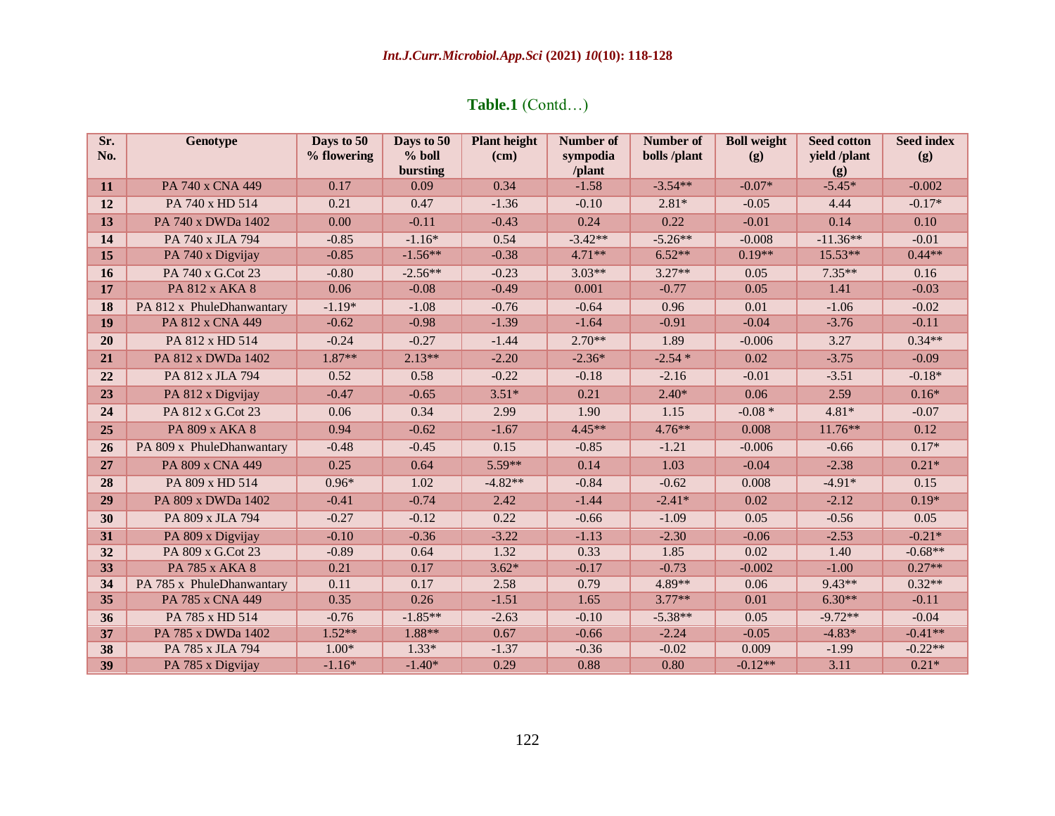**Table.1** (Contd…)

| Sr. No. | Genotype | Days to 50 % flowering | Days to 50 % boll bursting | Plant height (cm) | Number of sympodia /plant | Number of bolls /plant | Boll weight (g) | Seed cotton yield /plant (g) | Seed index (g) |
|---|---|---|---|---|---|---|---|---|---|
| **11** | PA 740 x CNA 449 | 0.17 | 0.09 | 0.34 | -1.58 | -3.54** | -0.07* | -5.45* | -0.002 |
| **12** | PA 740 x HD 514 | 0.21 | 0.47 | -1.36 | -0.10 | 2.81* | -0.05 | 4.44 | -0.17* |
| **13** | PA 740 x DWDa 1402 | 0.00 | -0.11 | -0.43 | 0.24 | 0.22 | -0.01 | 0.14 | 0.10 |
| **14** | PA 740 x JLA 794 | -0.85 | -1.16* | 0.54 | -3.42** | -5.26** | -0.008 | -11.36** | -0.01 |
| **15** | PA 740 x Digvijay | -0.85 | -1.56** | -0.38 | 4.71** | 6.52** | 0.19** | 15.53** | 0.44** |
| **16** | PA 740 x G.Cot 23 | -0.80 | -2.56** | -0.23 | 3.03** | 3.27** | 0.05 | 7.35** | 0.16 |
| **17** | PA 812 x AKA 8 | 0.06 | -0.08 | -0.49 | 0.001 | -0.77 | 0.05 | 1.41 | -0.03 |
| **18** | PA 812 x PhuleDhanwantary | -1.19* | -1.08 | -0.76 | -0.64 | 0.96 | 0.01 | -1.06 | -0.02 |
| **19** | PA 812 x CNA 449 | -0.62 | -0.98 | -1.39 | -1.64 | -0.91 | -0.04 | -3.76 | -0.11 |
| **20** | PA 812 x HD 514 | -0.24 | -0.27 | -1.44 | 2.70** | 1.89 | -0.006 | 3.27 | 0.34** |
| **21** | PA 812 x DWDa 1402 | 1.87** | 2.13** | -2.20 | -2.36* | -2.54 * | 0.02 | -3.75 | -0.09 |
| **22** | PA 812 x JLA 794 | 0.52 | 0.58 | -0.22 | -0.18 | -2.16 | -0.01 | -3.51 | -0.18* |
| **23** | PA 812 x Digvijay | -0.47 | -0.65 | 3.51* | 0.21 | 2.40* | 0.06 | 2.59 | 0.16* |
| **24** | PA 812 x G.Cot 23 | 0.06 | 0.34 | 2.99 | 1.90 | 1.15 | -0.08 * | 4.81* | -0.07 |
| **25** | PA 809 x AKA 8 | 0.94 | -0.62 | -1.67 | 4.45** | 4.76** | 0.008 | 11.76** | 0.12 |
| **26** | PA 809 x PhuleDhanwantary | -0.48 | -0.45 | 0.15 | -0.85 | -1.21 | -0.006 | -0.66 | 0.17* |
| **27** | PA 809 x CNA 449 | 0.25 | 0.64 | 5.59** | 0.14 | 1.03 | -0.04 | -2.38 | 0.21* |
| **28** | PA 809 x HD 514 | 0.96* | 1.02 | -4.82** | -0.84 | -0.62 | 0.008 | -4.91* | 0.15 |
| **29** | PA 809 x DWDa 1402 | -0.41 | -0.74 | 2.42 | -1.44 | -2.41* | 0.02 | -2.12 | 0.19* |
| **30** | PA 809 x JLA 794 | -0.27 | -0.12 | 0.22 | -0.66 | -1.09 | 0.05 | -0.56 | 0.05 |
| **31** | PA 809 x Digvijay | -0.10 | -0.36 | -3.22 | -1.13 | -2.30 | -0.06 | -2.53 | -0.21* |
| **32** | PA 809 x G.Cot 23 | -0.89 | 0.64 | 1.32 | 0.33 | 1.85 | 0.02 | 1.40 | -0.68** |
| **33** | PA 785 x AKA 8 | 0.21 | 0.17 | 3.62* | -0.17 | -0.73 | -0.002 | -1.00 | 0.27** |
| **34** | PA 785 x PhuleDhanwantary | 0.11 | 0.17 | 2.58 | 0.79 | 4.89** | 0.06 | 9.43** | 0.32** |
| **35** | PA 785 x CNA 449 | 0.35 | 0.26 | -1.51 | 1.65 | 3.77** | 0.01 | 6.30** | -0.11 |
| **36** | PA 785 x HD 514 | -0.76 | -1.85** | -2.63 | -0.10 | -5.38** | 0.05 | -9.72** | -0.04 |
| **37** | PA 785 x DWDa 1402 | 1.52** | 1.88** | 0.67 | -0.66 | -2.24 | -0.05 | -4.83* | -0.41** |
| **38** | PA 785 x JLA 794 | 1.00* | 1.33* | -1.37 | -0.36 | -0.02 | 0.009 | -1.99 | -0.22** |
| **39** | PA 785 x Digvijay | -1.16* | -1.40* | 0.29 | 0.88 | 0.80 | -0.12** | 3.11 | 0.21* |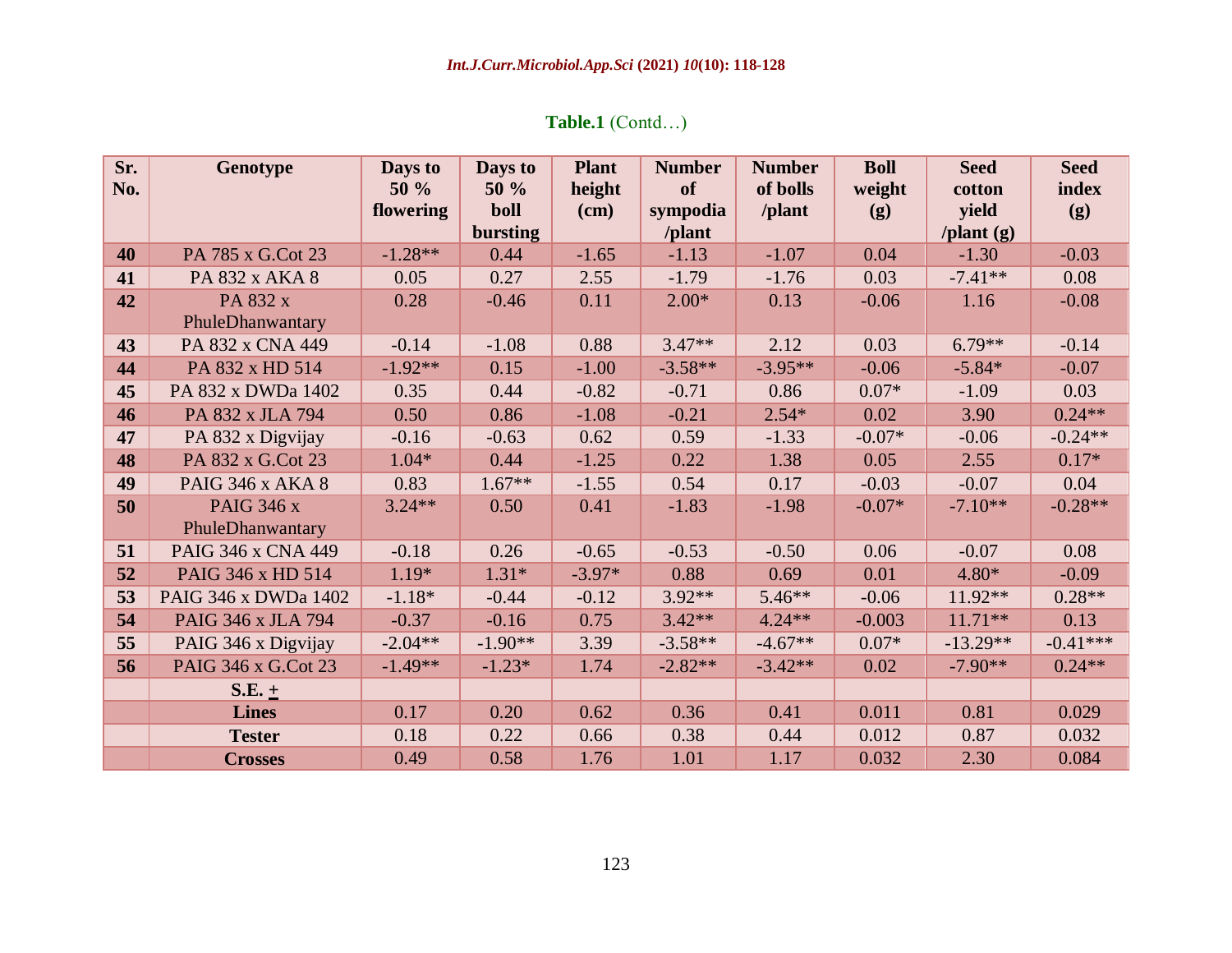**Table.1** (Contd…)

| Sr. No. | Genotype | Days to 50 % flowering | Days to 50 % boll bursting | Plant height (cm) | Number of sympodia /plant | Number of bolls /plant | Boll weight (g) | Seed cotton yield /plant (g) | Seed index (g) |
|---|---|---|---|---|---|---|---|---|---|
| 40 | PA 785 x G.Cot 23 | -1.28** | 0.44 | -1.65 | -1.13 | -1.07 | 0.04 | -1.30 | -0.03 |
| 41 | PA 832 x AKA 8 | 0.05 | 0.27 | 2.55 | -1.79 | -1.76 | 0.03 | -7.41** | 0.08 |
| 42 | PA 832 x PhuleDhanwantary | 0.28 | -0.46 | 0.11 | 2.00* | 0.13 | -0.06 | 1.16 | -0.08 |
| 43 | PA 832 x CNA 449 | -0.14 | -1.08 | 0.88 | 3.47** | 2.12 | 0.03 | 6.79** | -0.14 |
| 44 | PA 832 x HD 514 | -1.92** | 0.15 | -1.00 | -3.58** | -3.95** | -0.06 | -5.84* | -0.07 |
| 45 | PA 832 x DWDa 1402 | 0.35 | 0.44 | -0.82 | -0.71 | 0.86 | 0.07* | -1.09 | 0.03 |
| 46 | PA 832 x JLA 794 | 0.50 | 0.86 | -1.08 | -0.21 | 2.54* | 0.02 | 3.90 | 0.24** |
| 47 | PA 832 x Digvijay | -0.16 | -0.63 | 0.62 | 0.59 | -1.33 | -0.07* | -0.06 | -0.24** |
| 48 | PA 832 x G.Cot 23 | 1.04* | 0.44 | -1.25 | 0.22 | 1.38 | 0.05 | 2.55 | 0.17* |
| 49 | PAIG 346 x AKA 8 | 0.83 | 1.67** | -1.55 | 0.54 | 0.17 | -0.03 | -0.07 | 0.04 |
| 50 | PAIG 346 x PhuleDhanwantary | 3.24** | 0.50 | 0.41 | -1.83 | -1.98 | -0.07* | -7.10** | -0.28** |
| 51 | PAIG 346 x CNA 449 | -0.18 | 0.26 | -0.65 | -0.53 | -0.50 | 0.06 | -0.07 | 0.08 |
| 52 | PAIG 346 x HD 514 | 1.19* | 1.31* | -3.97* | 0.88 | 0.69 | 0.01 | 4.80* | -0.09 |
| 53 | PAIG 346 x DWDa 1402 | -1.18* | -0.44 | -0.12 | 3.92** | 5.46** | -0.06 | 11.92** | 0.28** |
| 54 | PAIG 346 x JLA 794 | -0.37 | -0.16 | 0.75 | 3.42** | 4.24** | -0.003 | 11.71** | 0.13 |
| 55 | PAIG 346 x Digvijay | -2.04** | -1.90** | 3.39 | -3.58** | -4.67** | 0.07* | -13.29** | -0.41*** |
| 56 | PAIG 346 x G.Cot 23 | -1.49** | -1.23* | 1.74 | -2.82** | -3.42** | 0.02 | -7.90** | 0.24** |
| | **S.E. ±** | | | | | | | | |
| | **Lines** | 0.17 | 0.20 | 0.62 | 0.36 | 0.41 | 0.011 | 0.81 | 0.029 |
| | **Tester** | 0.18 | 0.22 | 0.66 | 0.38 | 0.44 | 0.012 | 0.87 | 0.032 |
| | **Crosses** | 0.49 | 0.58 | 1.76 | 1.01 | 1.17 | 0.032 | 2.30 | 0.084 |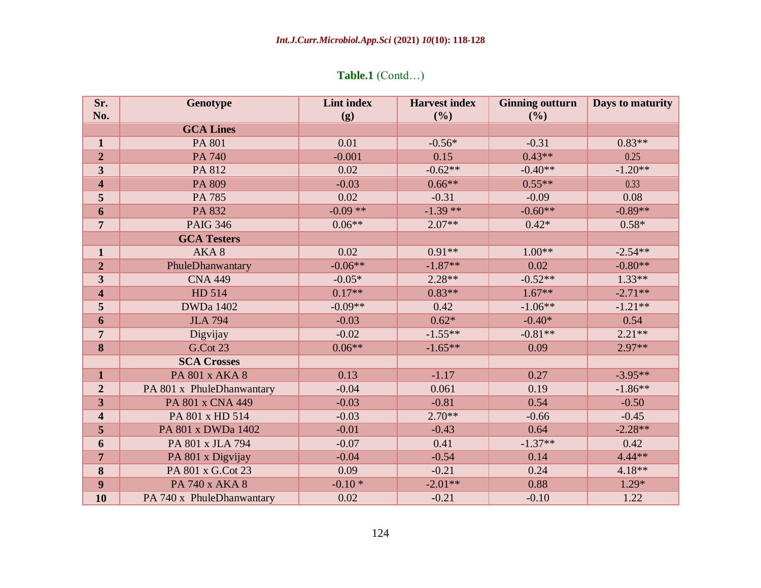**Table.1** (Contd…)

| Sr. No. | Genotype | Lint index (g) | Harvest index (%) | Ginning outturn (%) | Days to maturity |
|---|---|---|---|---|---|
| | **GCA Lines** | | | | |
| **1** | PA 801 | 0.01 | -0.56* | -0.31 | 0.83** |
| **2** | PA 740 | -0.001 | 0.15 | 0.43** | 0.25 |
| **3** | PA 812 | 0.02 | -0.62** | -0.40** | -1.20** |
| **4** | PA 809 | -0.03 | 0.66** | 0.55** | 0.33 |
| **5** | PA 785 | 0.02 | -0.31 | -0.09 | 0.08 |
| **6** | PA 832 | -0.09 ** | -1.39 ** | -0.60** | -0.89** |
| **7** | PAIG 346 | 0.06** | 2.07** | 0.42* | 0.58* |
| | **GCA Testers** | | | | |
| **1** | AKA 8 | 0.02 | 0.91** | 1.00** | -2.54** |
| **2** | PhuleDhanwantary | -0.06** | -1.87** | 0.02 | -0.80** |
| **3** | CNA 449 | -0.05* | 2.28** | -0.52** | 1.33** |
| **4** | HD 514 | 0.17** | 0.83** | 1.67** | -2.71** |
| **5** | DWDa 1402 | -0.09** | 0.42 | -1.06** | -1.21** |
| **6** | JLA 794 | -0.03 | 0.62* | -0.40* | 0.54 |
| **7** | Digvijay | -0.02 | -1.55** | -0.81** | 2.21** |
| **8** | G.Cot 23 | 0.06** | -1.65** | 0.09 | 2.97** |
| | **SCA Crosses** | | | | |
| **1** | PA 801 x AKA 8 | 0.13 | -1.17 | 0.27 | -3.95** |
| **2** | PA 801 x PhuleDhanwantary | -0.04 | 0.061 | 0.19 | -1.86** |
| **3** | PA 801 x CNA 449 | -0.03 | -0.81 | 0.54 | -0.50 |
| **4** | PA 801 x HD 514 | -0.03 | 2.70** | -0.66 | -0.45 |
| **5** | PA 801 x DWDa 1402 | -0.01 | -0.43 | 0.64 | -2.28** |
| **6** | PA 801 x JLA 794 | -0.07 | 0.41 | -1.37** | 0.42 |
| **7** | PA 801 x Digvijay | -0.04 | -0.54 | 0.14 | 4.44** |
| **8** | PA 801 x G.Cot 23 | 0.09 | -0.21 | 0.24 | 4.18** |
| **9** | PA 740 x AKA 8 | -0.10 * | -2.01** | 0.88 | 1.29* |
| **10** | PA 740 x PhuleDhanwantary | 0.02 | -0.21 | -0.10 | 1.22 |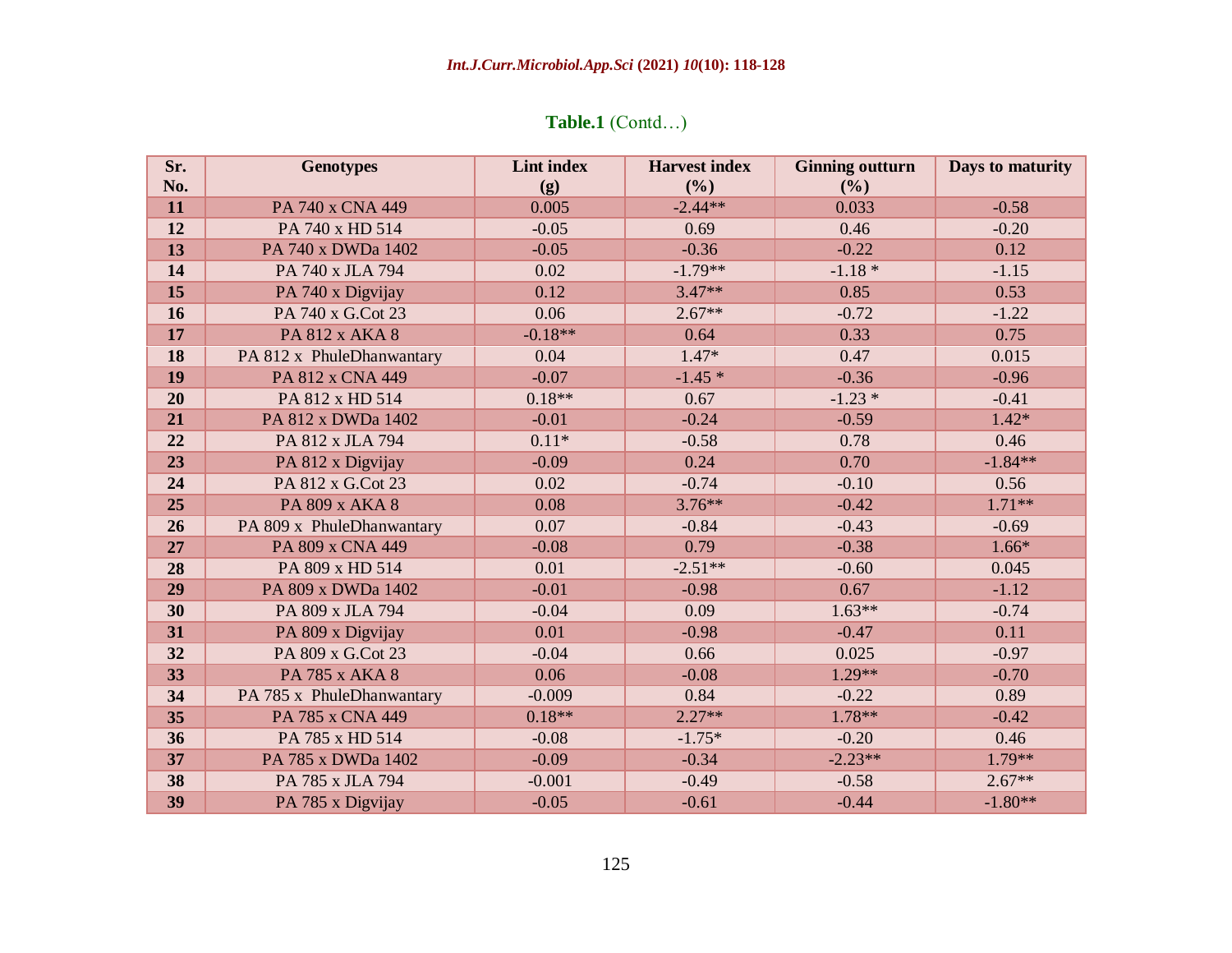**Table.1** (Contd…)

| Sr. No. | Genotypes | Lint index (g) | Harvest index (%) | Ginning outturn (%) | Days to maturity |
|---|---|---|---|---|---|
| 11 | PA 740 x CNA 449 | 0.005 | -2.44** | 0.033 | -0.58 |
| 12 | PA 740 x HD 514 | -0.05 | 0.69 | 0.46 | -0.20 |
| 13 | PA 740 x DWDa 1402 | -0.05 | -0.36 | -0.22 | 0.12 |
| 14 | PA 740 x JLA 794 | 0.02 | -1.79** | -1.18 * | -1.15 |
| 15 | PA 740 x Digvijay | 0.12 | 3.47** | 0.85 | 0.53 |
| 16 | PA 740 x G.Cot 23 | 0.06 | 2.67** | -0.72 | -1.22 |
| 17 | PA 812 x AKA 8 | -0.18** | 0.64 | 0.33 | 0.75 |
| 18 | PA 812 x PhuleDhanwantary | 0.04 | 1.47* | 0.47 | 0.015 |
| 19 | PA 812 x CNA 449 | -0.07 | -1.45 * | -0.36 | -0.96 |
| 20 | PA 812 x HD 514 | 0.18** | 0.67 | -1.23 * | -0.41 |
| 21 | PA 812 x DWDa 1402 | -0.01 | -0.24 | -0.59 | 1.42* |
| 22 | PA 812 x JLA 794 | 0.11* | -0.58 | 0.78 | 0.46 |
| 23 | PA 812 x Digvijay | -0.09 | 0.24 | 0.70 | -1.84** |
| 24 | PA 812 x G.Cot 23 | 0.02 | -0.74 | -0.10 | 0.56 |
| 25 | PA 809 x AKA 8 | 0.08 | 3.76** | -0.42 | 1.71** |
| 26 | PA 809 x PhuleDhanwantary | 0.07 | -0.84 | -0.43 | -0.69 |
| 27 | PA 809 x CNA 449 | -0.08 | 0.79 | -0.38 | 1.66* |
| 28 | PA 809 x HD 514 | 0.01 | -2.51** | -0.60 | 0.045 |
| 29 | PA 809 x DWDa 1402 | -0.01 | -0.98 | 0.67 | -1.12 |
| 30 | PA 809 x JLA 794 | -0.04 | 0.09 | 1.63** | -0.74 |
| 31 | PA 809 x Digvijay | 0.01 | -0.98 | -0.47 | 0.11 |
| 32 | PA 809 x G.Cot 23 | -0.04 | 0.66 | 0.025 | -0.97 |
| 33 | PA 785 x AKA 8 | 0.06 | -0.08 | 1.29** | -0.70 |
| 34 | PA 785 x PhuleDhanwantary | -0.009 | 0.84 | -0.22 | 0.89 |
| 35 | PA 785 x CNA 449 | 0.18** | 2.27** | 1.78** | -0.42 |
| 36 | PA 785 x HD 514 | -0.08 | -1.75* | -0.20 | 0.46 |
| 37 | PA 785 x DWDa 1402 | -0.09 | -0.34 | -2.23** | 1.79** |
| 38 | PA 785 x JLA 794 | -0.001 | -0.49 | -0.58 | 2.67** |
| 39 | PA 785 x Digvijay | -0.05 | -0.61 | -0.44 | -1.80** |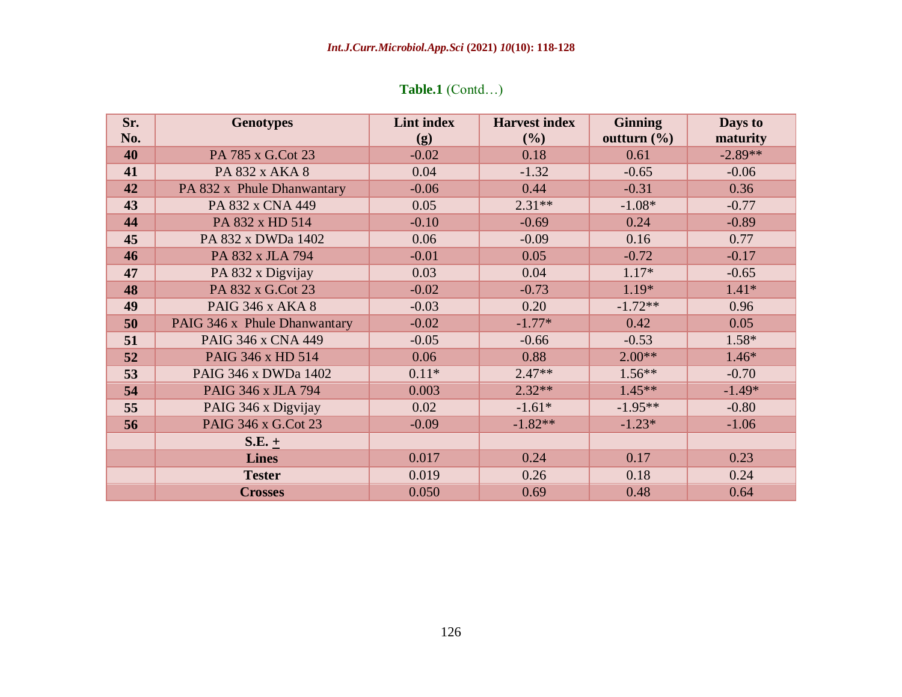**Table.1** (Contd…)

| Sr. No. | Genotypes | Lint index (g) | Harvest index (%) | Ginning outturn (%) | Days to maturity |
|---|---|---|---|---|---|
| 40 | PA 785 x G.Cot 23 | -0.02 | 0.18 | 0.61 | -2.89** |
| 41 | PA 832 x AKA 8 | 0.04 | -1.32 | -0.65 | -0.06 |
| 42 | PA 832 x Phule Dhanwantary | -0.06 | 0.44 | -0.31 | 0.36 |
| 43 | PA 832 x CNA 449 | 0.05 | 2.31** | -1.08* | -0.77 |
| 44 | PA 832 x HD 514 | -0.10 | -0.69 | 0.24 | -0.89 |
| 45 | PA 832 x DWDa 1402 | 0.06 | -0.09 | 0.16 | 0.77 |
| 46 | PA 832 x JLA 794 | -0.01 | 0.05 | -0.72 | -0.17 |
| 47 | PA 832 x Digvijay | 0.03 | 0.04 | 1.17* | -0.65 |
| 48 | PA 832 x G.Cot 23 | -0.02 | -0.73 | 1.19* | 1.41* |
| 49 | PAIG 346 x AKA 8 | -0.03 | 0.20 | -1.72** | 0.96 |
| 50 | PAIG 346 x Phule Dhanwantary | -0.02 | -1.77* | 0.42 | 0.05 |
| 51 | PAIG 346 x CNA 449 | -0.05 | -0.66 | -0.53 | 1.58* |
| 52 | PAIG 346 x HD 514 | 0.06 | 0.88 | 2.00** | 1.46* |
| 53 | PAIG 346 x DWDa 1402 | 0.11* | 2.47** | 1.56** | -0.70 |
| 54 | PAIG 346 x JLA 794 | 0.003 | 2.32** | 1.45** | -1.49* |
| 55 | PAIG 346 x Digvijay | 0.02 | -1.61* | -1.95** | -0.80 |
| 56 | PAIG 346 x G.Cot 23 | -0.09 | -1.82** | -1.23* | -1.06 |
| | **S.E. ±** | | | | |
| | **Lines** | 0.017 | 0.24 | 0.17 | 0.23 |
| | **Tester** | 0.019 | 0.26 | 0.18 | 0.24 |
| | **Crosses** | 0.050 | 0.69 | 0.48 | 0.64 |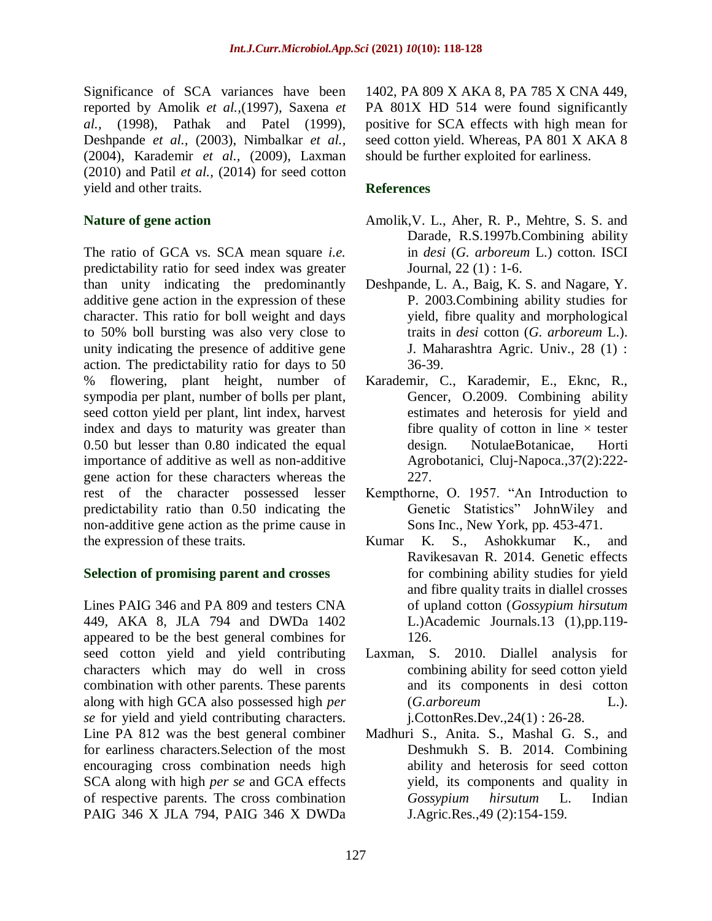Significance of SCA variances have been reported by Amolik *et al.,*(1997), Saxena *et al.,* (1998), Pathak and Patel (1999), Deshpande *et al.,* (2003), Nimbalkar *et al.,* (2004), Karademir *et al.,* (2009), Laxman (2010) and Patil *et al.,* (2014) for seed cotton yield and other traits.

### Nature of gene action

The ratio of GCA vs. SCA mean square *i.e.* predictability ratio for seed index was greater than unity indicating the predominantly additive gene action in the expression of these character. This ratio for boll weight and days to 50% boll bursting was also very close to unity indicating the presence of additive gene action. The predictability ratio for days to 50 % flowering, plant height, number of sympodia per plant, number of bolls per plant, seed cotton yield per plant, lint index, harvest index and days to maturity was greater than 0.50 but lesser than 0.80 indicated the equal importance of additive as well as non-additive gene action for these characters whereas the rest of the character possessed lesser predictability ratio than 0.50 indicating the non-additive gene action as the prime cause in the expression of these traits.

### Selection of promising parent and crosses

Lines PAIG 346 and PA 809 and testers CNA 449, AKA 8, JLA 794 and DWDa 1402 appeared to be the best general combines for seed cotton yield and yield contributing characters which may do well in cross combination with other parents. These parents along with high GCA also possessed high *per se* for yield and yield contributing characters. Line PA 812 was the best general combiner for earliness characters.Selection of the most encouraging cross combination needs high SCA along with high *per se* and GCA effects of respective parents. The cross combination PAIG 346 X JLA 794, PAIG 346 X DWDa 1402, PA 809 X AKA 8, PA 785 X CNA 449, PA 801X HD 514 were found significantly positive for SCA effects with high mean for seed cotton yield. Whereas, PA 801 X AKA 8 should be further exploited for earliness.

## References

Amolik,V. L., Aher, R. P., Mehtre, S. S. and Darade, R.S.1997b.Combining ability in *desi* (*G. arboreum* L.) cotton. ISCI Journal, 22 (1) : 1-6.

Deshpande, L. A., Baig, K. S. and Nagare, Y. P. 2003.Combining ability studies for yield, fibre quality and morphological traits in *desi* cotton (*G. arboreum* L.). J. Maharashtra Agric. Univ., 28 (1) : 36-39.

Karademir, C., Karademir, E., Eknc, R., Gencer, O.2009. Combining ability estimates and heterosis for yield and fibre quality of cotton in line × tester design. NotulaeBotanicae, Horti Agrobotanici, Cluj-Napoca.,37(2):222-227.

Kempthorne, O. 1957. "An Introduction to Genetic Statistics" JohnWiley and Sons Inc., New York, pp. 453-471.

Kumar K. S., Ashokkumar K., and Ravikesavan R. 2014. Genetic effects for combining ability studies for yield and fibre quality traits in diallel crosses of upland cotton (*Gossypium hirsutum* L.)Academic Journals.13 (1),pp.119-126.

Laxman, S. 2010. Diallel analysis for combining ability for seed cotton yield and its components in desi cotton (*G.arboreum* L.). j.CottonRes.Dev.,24(1) : 26-28.

Madhuri S., Anita. S., Mashal G. S., and Deshmukh S. B. 2014. Combining ability and heterosis for seed cotton yield, its components and quality in *Gossypium hirsutum* L. Indian J.Agric.Res.,49 (2):154-159.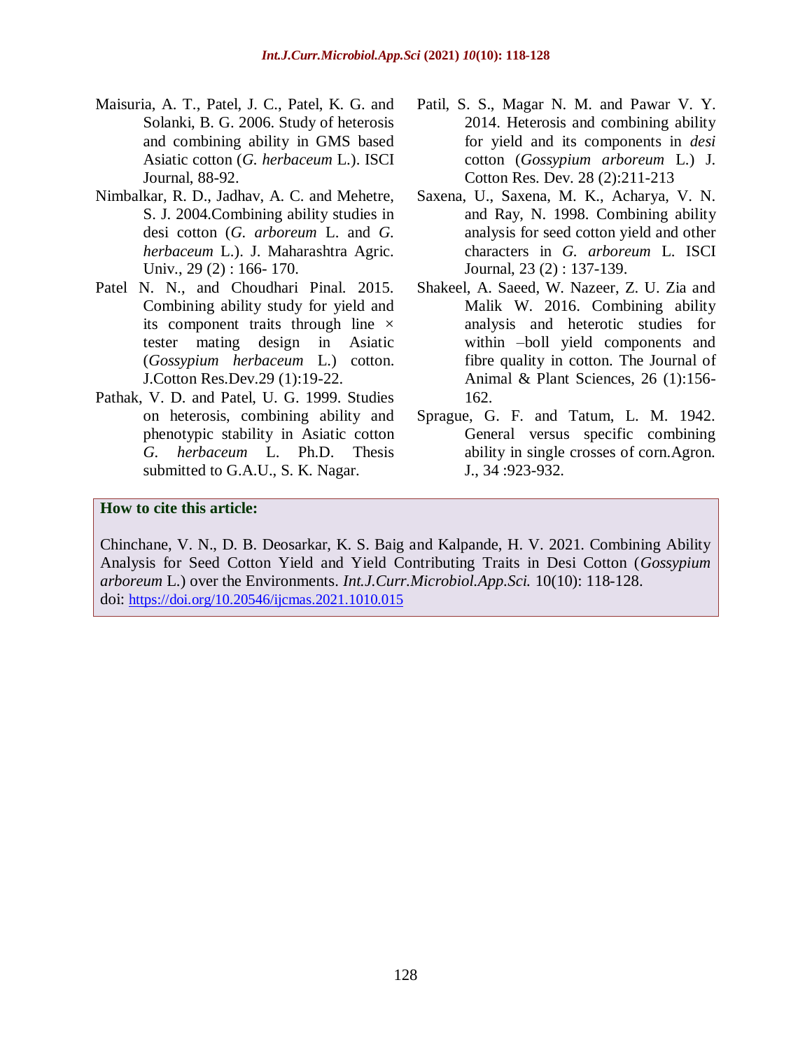Maisuria, A. T., Patel, J. C., Patel, K. G. and Solanki, B. G. 2006. Study of heterosis and combining ability in GMS based Asiatic cotton (*G. herbaceum* L.). ISCI Journal, 88-92.

Nimbalkar, R. D., Jadhav, A. C. and Mehetre, S. J. 2004.Combining ability studies in desi cotton (*G. arboreum* L. and *G. herbaceum* L.). J. Maharashtra Agric. Univ., 29 (2) : 166- 170.

Patel N. N., and Choudhari Pinal. 2015. Combining ability study for yield and its component traits through line × tester mating design in Asiatic (*Gossypium herbaceum* L.) cotton. J.Cotton Res.Dev.29 (1):19-22.

Pathak, V. D. and Patel, U. G. 1999. Studies on heterosis, combining ability and phenotypic stability in Asiatic cotton *G. herbaceum* L. Ph.D. Thesis submitted to G.A.U., S. K. Nagar.

Patil, S. S., Magar N. M. and Pawar V. Y. 2014. Heterosis and combining ability for yield and its components in *desi* cotton (*Gossypium arboreum* L.) J. Cotton Res. Dev. 28 (2):211-213

Saxena, U., Saxena, M. K., Acharya, V. N. and Ray, N. 1998. Combining ability analysis for seed cotton yield and other characters in *G. arboreum* L. ISCI Journal, 23 (2) : 137-139.

Shakeel, A. Saeed, W. Nazeer, Z. U. Zia and Malik W. 2016. Combining ability analysis and heterotic studies for within –boll yield components and fibre quality in cotton. The Journal of Animal & Plant Sciences, 26 (1):156-162.

Sprague, G. F. and Tatum, L. M. 1942. General versus specific combining ability in single crosses of corn.Agron. J., 34 :923-932.

**How to cite this article:**

Chinchane, V. N., D. B. Deosarkar, K. S. Baig and Kalpande, H. V. 2021. Combining Ability Analysis for Seed Cotton Yield and Yield Contributing Traits in Desi Cotton (*Gossypium arboreum* L.) over the Environments. *Int.J.Curr.Microbiol.App.Sci.* 10(10): 118-128. doi: https://doi.org/10.20546/ijcmas.2021.1010.015